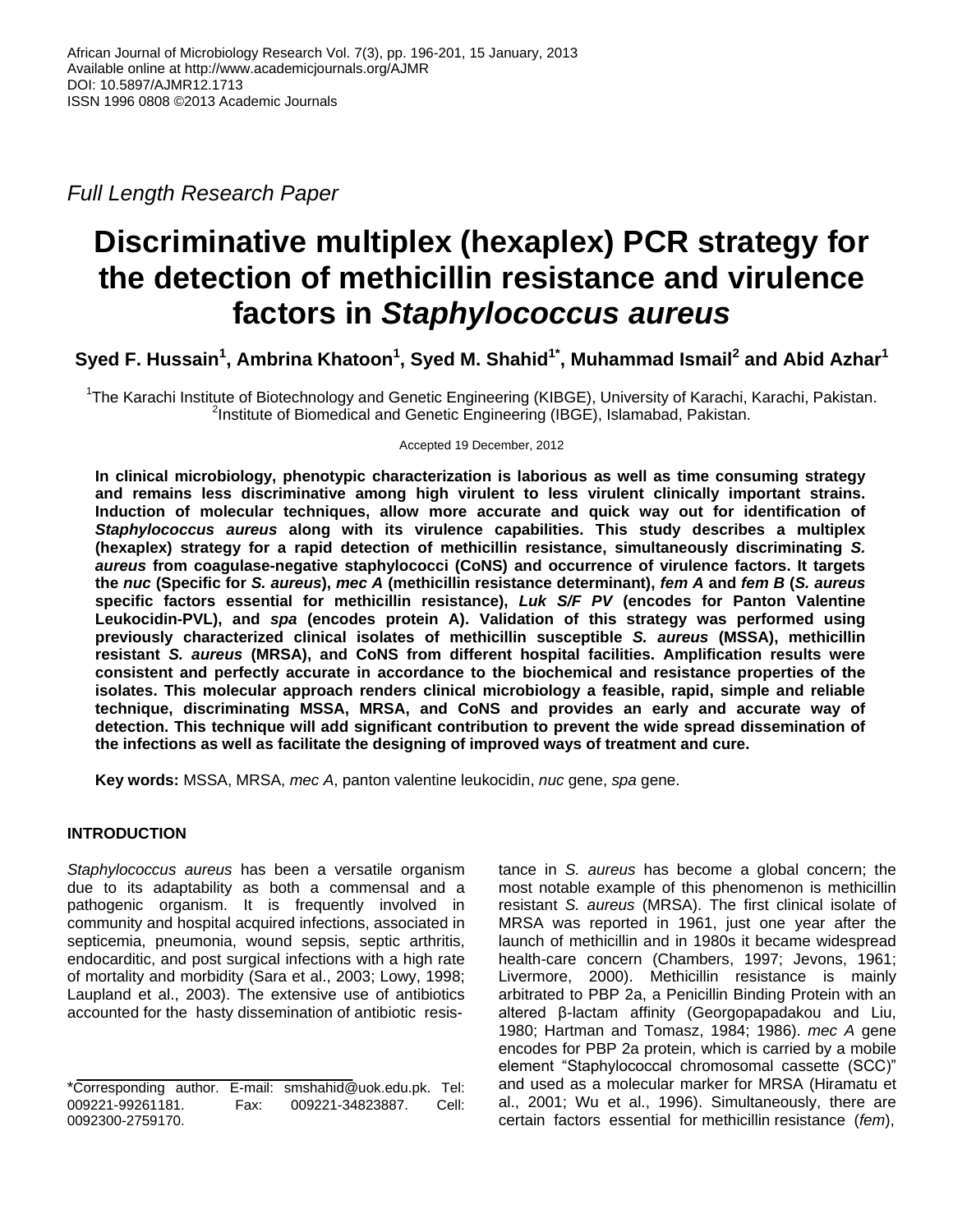Full Length Research Paper

# Discriminative multiplex (hexaplex) PCR strategy for the detection of methicillin resistance and virulence factors in *Staphylococcus aureus*

**Syed F. Hussain[1], Ambrina Khatoon[1], Syed M. Shahid[1*], Muhammad Ismail[2] and Abid Azhar[1]**

[1]The Karachi Institute of Biotechnology and Genetic Engineering (KIBGE), University of Karachi, Karachi, Pakistan.
[2]Institute of Biomedical and Genetic Engineering (IBGE), Islamabad, Pakistan.

Accepted 19 December, 2012

**In clinical microbiology, phenotypic characterization is laborious as well as time consuming strategy and remains less discriminative among high virulent to less virulent clinically important strains. Induction of molecular techniques, allow more accurate and quick way out for identification of *Staphylococcus aureus* along with its virulence capabilities. This study describes a multiplex (hexaplex) strategy for a rapid detection of methicillin resistance, simultaneously discriminating *S. aureus* from coagulase-negative staphylococci (CoNS) and occurrence of virulence factors. It targets the *nuc* (Specific for *S. aureus*), *mec A* (methicillin resistance determinant), *fem A* and *fem B* (*S. aureus* specific factors essential for methicillin resistance), *Luk S/F PV* (encodes for Panton Valentine Leukocidin-PVL), and *spa* (encodes protein A). Validation of this strategy was performed using previously characterized clinical isolates of methicillin susceptible *S. aureus* (MSSA), methicillin resistant *S. aureus* (MRSA), and CoNS from different hospital facilities. Amplification results were consistent and perfectly accurate in accordance to the biochemical and resistance properties of the isolates. This molecular approach renders clinical microbiology a feasible, rapid, simple and reliable technique, discriminating MSSA, MRSA, and CoNS and provides an early and accurate way of detection. This technique will add significant contribution to prevent the wide spread dissemination of the infections as well as facilitate the designing of improved ways of treatment and cure.**

**Key words:** MSSA, MRSA, *mec A*, panton valentine leukocidin, *nuc* gene, *spa* gene.

## INTRODUCTION

*Staphylococcus aureus* has been a versatile organism due to its adaptability as both a commensal and a pathogenic organism. It is frequently involved in community and hospital acquired infections, associated in septicemia, pneumonia, wound sepsis, septic arthritis, endocarditic, and post surgical infections with a high rate of mortality and morbidity (Sara et al., 2003; Lowy, 1998; Laupland et al., 2003). The extensive use of antibiotics accounted for the hasty dissemination of antibiotic resistance in *S. aureus* has become a global concern; the most notable example of this phenomenon is methicillin resistant *S. aureus* (MRSA). The first clinical isolate of MRSA was reported in 1961, just one year after the launch of methicillin and in 1980s it became widespread health-care concern (Chambers, 1997; Jevons, 1961; Livermore, 2000). Methicillin resistance is mainly arbitrated to PBP 2a, a Penicillin Binding Protein with an altered β-lactam affinity (Georgopapadakou and Liu, 1980; Hartman and Tomasz, 1984; 1986). *mec A* gene encodes for PBP 2a protein, which is carried by a mobile element "Staphylococcal chromosomal cassette (SCC)" and used as a molecular marker for MRSA (Hiramatu et al., 2001; Wu et al., 1996). Simultaneously, there are certain factors essential for methicillin resistance (*fem*),

*Corresponding author. E-mail: smshahid@uok.edu.pk. Tel: 009221-99261181. Fax: 009221-34823887. Cell: 0092300-2759170.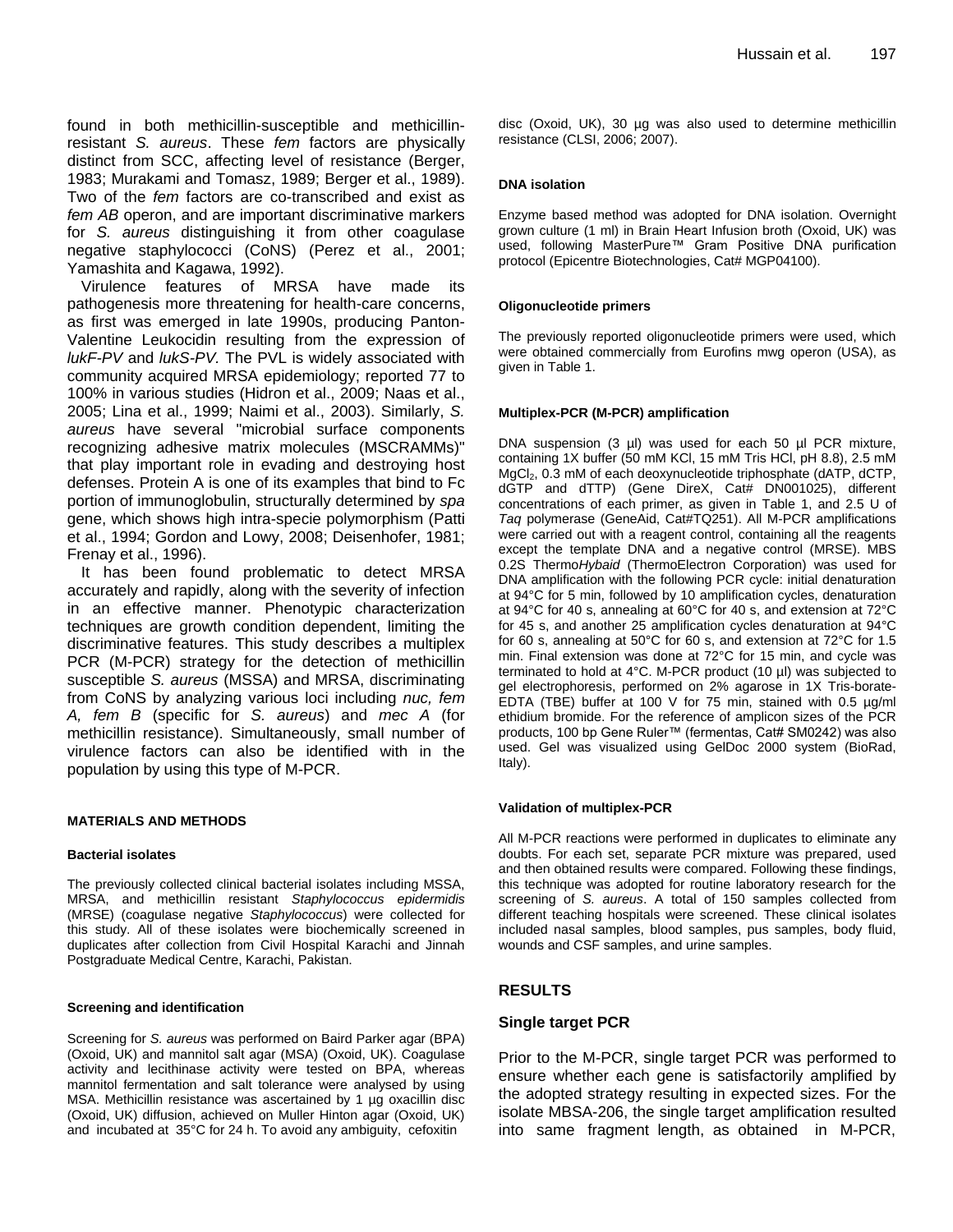found in both methicillin-susceptible and methicillin-resistant *S. aureus*. These *fem* factors are physically distinct from SCC, affecting level of resistance (Berger, 1983; Murakami and Tomasz, 1989; Berger et al., 1989). Two of the *fem* factors are co-transcribed and exist as *fem AB* operon, and are important discriminative markers for *S. aureus* distinguishing it from other coagulase negative staphylococci (CoNS) (Perez et al., 2001; Yamashita and Kagawa, 1992).

Virulence features of MRSA have made its pathogenesis more threatening for health-care concerns, as first was emerged in late 1990s, producing Panton-Valentine Leukocidin resulting from the expression of *lukF-PV* and *lukS-PV*. The PVL is widely associated with community acquired MRSA epidemiology; reported 77 to 100% in various studies (Hidron et al., 2009; Naas et al., 2005; Lina et al., 1999; Naimi et al., 2003). Similarly, *S. aureus* have several "microbial surface components recognizing adhesive matrix molecules (MSCRAMMs)" that play important role in evading and destroying host defenses. Protein A is one of its examples that bind to Fc portion of immunoglobulin, structurally determined by *spa* gene, which shows high intra-specie polymorphism (Patti et al., 1994; Gordon and Lowy, 2008; Deisenhofer, 1981; Frenay et al., 1996).

It has been found problematic to detect MRSA accurately and rapidly, along with the severity of infection in an effective manner. Phenotypic characterization techniques are growth condition dependent, limiting the discriminative features. This study describes a multiplex PCR (M-PCR) strategy for the detection of methicillin susceptible *S. aureus* (MSSA) and MRSA, discriminating from CoNS by analyzing various loci including *nuc, fem A, fem B* (specific for *S. aureus*) and *mec A* (for methicillin resistance). Simultaneously, small number of virulence factors can also be identified with in the population by using this type of M-PCR.

## MATERIALS AND METHODS

### Bacterial isolates

The previously collected clinical bacterial isolates including MSSA, MRSA, and methicillin resistant *Staphylococcus epidermidis* (MRSE) (coagulase negative *Staphylococcus*) were collected for this study. All of these isolates were biochemically screened in duplicates after collection from Civil Hospital Karachi and Jinnah Postgraduate Medical Centre, Karachi, Pakistan.

### Screening and identification

Screening for *S. aureus* was performed on Baird Parker agar (BPA) (Oxoid, UK) and mannitol salt agar (MSA) (Oxoid, UK). Coagulase activity and lecithinase activity were tested on BPA, whereas mannitol fermentation and salt tolerance were analysed by using MSA. Methicillin resistance was ascertained by 1 µg oxacillin disc (Oxoid, UK) diffusion, achieved on Muller Hinton agar (Oxoid, UK) and incubated at 35°C for 24 h. To avoid any ambiguity, cefoxitin disc (Oxoid, UK), 30 µg was also used to determine methicillin resistance (CLSI, 2006; 2007).

### DNA isolation

Enzyme based method was adopted for DNA isolation. Overnight grown culture (1 ml) in Brain Heart Infusion broth (Oxoid, UK) was used, following MasterPure™ Gram Positive DNA purification protocol (Epicentre Biotechnologies, Cat# MGP04100).

### Oligonucleotide primers

The previously reported oligonucleotide primers were used, which were obtained commercially from Eurofins mwg operon (USA), as given in Table 1.

### Multiplex-PCR (M-PCR) amplification

DNA suspension (3 µl) was used for each 50 µl PCR mixture, containing 1X buffer (50 mM KCl, 15 mM Tris HCl, pH 8.8), 2.5 mM $MgCl_2$, 0.3 mM of each deoxynucleotide triphosphate (dATP, dCTP, dGTP and dTTP) (Gene DireX, Cat# DN001025), different concentrations of each primer, as given in Table 1, and 2.5 U of *Taq* polymerase (GeneAid, Cat#TQ251). All M-PCR amplifications were carried out with a reagent control, containing all the reagents except the template DNA and a negative control (MRSE). MBS 0.2S Thermo*Hybaid* (ThermoElectron Corporation) was used for DNA amplification with the following PCR cycle: initial denaturation at 94°C for 5 min, followed by 10 amplification cycles, denaturation at 94°C for 40 s, annealing at 60°C for 40 s, and extension at 72°C for 45 s, and another 25 amplification cycles denaturation at 94°C for 60 s, annealing at 50°C for 60 s, and extension at 72°C for 1.5 min. Final extension was done at 72°C for 15 min, and cycle was terminated to hold at 4°C. M-PCR product (10 µl) was subjected to gel electrophoresis, performed on 2% agarose in 1X Tris-borate-EDTA (TBE) buffer at 100 V for 75 min, stained with 0.5 µg/ml ethidium bromide. For the reference of amplicon sizes of the PCR products, 100 bp Gene Ruler™ (fermentas, Cat# SM0242) was also used. Gel was visualized using GelDoc 2000 system (BioRad, Italy).

### Validation of multiplex-PCR

All M-PCR reactions were performed in duplicates to eliminate any doubts. For each set, separate PCR mixture was prepared, used and then obtained results were compared. Following these findings, this technique was adopted for routine laboratory research for the screening of *S. aureus*. A total of 150 samples collected from different teaching hospitals were screened. These clinical isolates included nasal samples, blood samples, pus samples, body fluid, wounds and CSF samples, and urine samples.

## RESULTS

### Single target PCR

Prior to the M-PCR, single target PCR was performed to ensure whether each gene is satisfactorily amplified by the adopted strategy resulting in expected sizes. For the isolate MBSA-206, the single target amplification resulted into same fragment length, as obtained in M-PCR,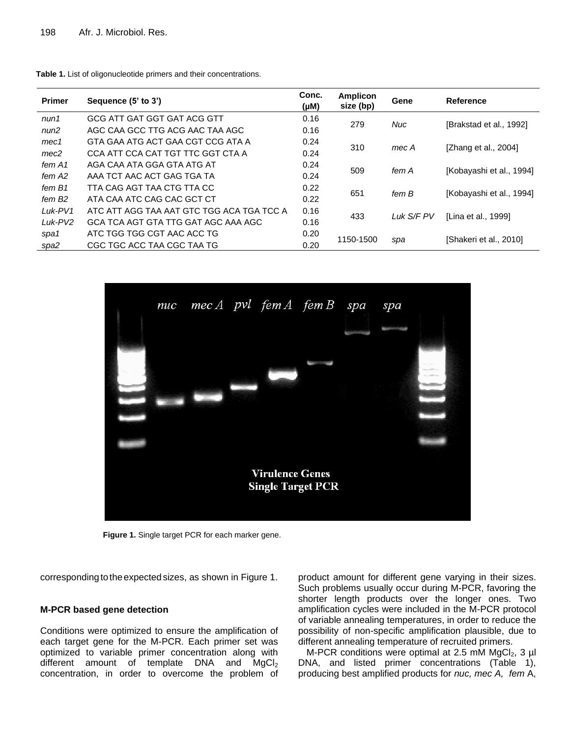**Table 1.** List of oligonucleotide primers and their concentrations.

| Primer | Sequence (5' to 3') | Conc. (µM) | Amplicon size (bp) | Gene | Reference |
|---|---|---|---|---|---|
| *nun1* | GCG ATT GAT GGT GAT ACG GTT | 0.16 | 279 | *Nuc* | [Brakstad et al., 1992] |
| *nun2* | AGC CAA GCC TTG ACG AAC TAA AGC | 0.16 | | | |
| *mec1* | GTA GAA ATG ACT GAA CGT CCG ATA A | 0.24 | 310 | *mec A* | [Zhang et al., 2004] |
| *mec2* | CCA ATT CCA CAT TGT TTC GGT CTA A | 0.24 | | | |
| *fem A1* | AGA CAA ATA GGA GTA ATG AT | 0.24 | 509 | *fem A* | [Kobayashi et al., 1994] |
| *fem A2* | AAA TCT AAC ACT GAG TGA TA | 0.24 | | | |
| *fem B1* | TTA CAG AGT TAA CTG TTA CC | 0.22 | 651 | *fem B* | [Kobayashi et al., 1994] |
| *fem B2* | ATA CAA ATC CAG CAC GCT CT | 0.22 | | | |
| *Luk-PV1* | ATC ATT AGG TAA AAT GTC TGG ACA TGA TCC A | 0.16 | 433 | *Luk S/F PV* | [Lina et al., 1999] |
| *Luk-PV2* | GCA TCA AGT GTA TTG GAT AGC AAA AGC | 0.16 | | | |
| *spa1* | ATC TGG TGG CGT AAC ACC TG | 0.20 | 1150-1500 | *spa* | [Shakeri et al., 2010] |
| *spa2* | CGC TGC ACC TAA CGC TAA TG | 0.20 | | | |

**Figure 1.** Single target PCR for each marker gene.

corresponding to the expected sizes, as shown in Figure 1.

### M-PCR based gene detection

Conditions were optimized to ensure the amplification of each target gene for the M-PCR. Each primer set was optimized to variable primer concentration along with different amount of template DNA and $MgCl_2$ concentration, in order to overcome the problem of product amount for different gene varying in their sizes. Such problems usually occur during M-PCR, favoring the shorter length products over the longer ones. Two amplification cycles were included in the M-PCR protocol of variable annealing temperatures, in order to reduce the possibility of non-specific amplification plausible, due to different annealing temperature of recruited primers.

M-PCR conditions were optimal at 2.5 mM $MgCl_2$, 3 µl DNA, and listed primer concentrations (Table 1), producing best amplified products for *nuc, mec A, fem* A,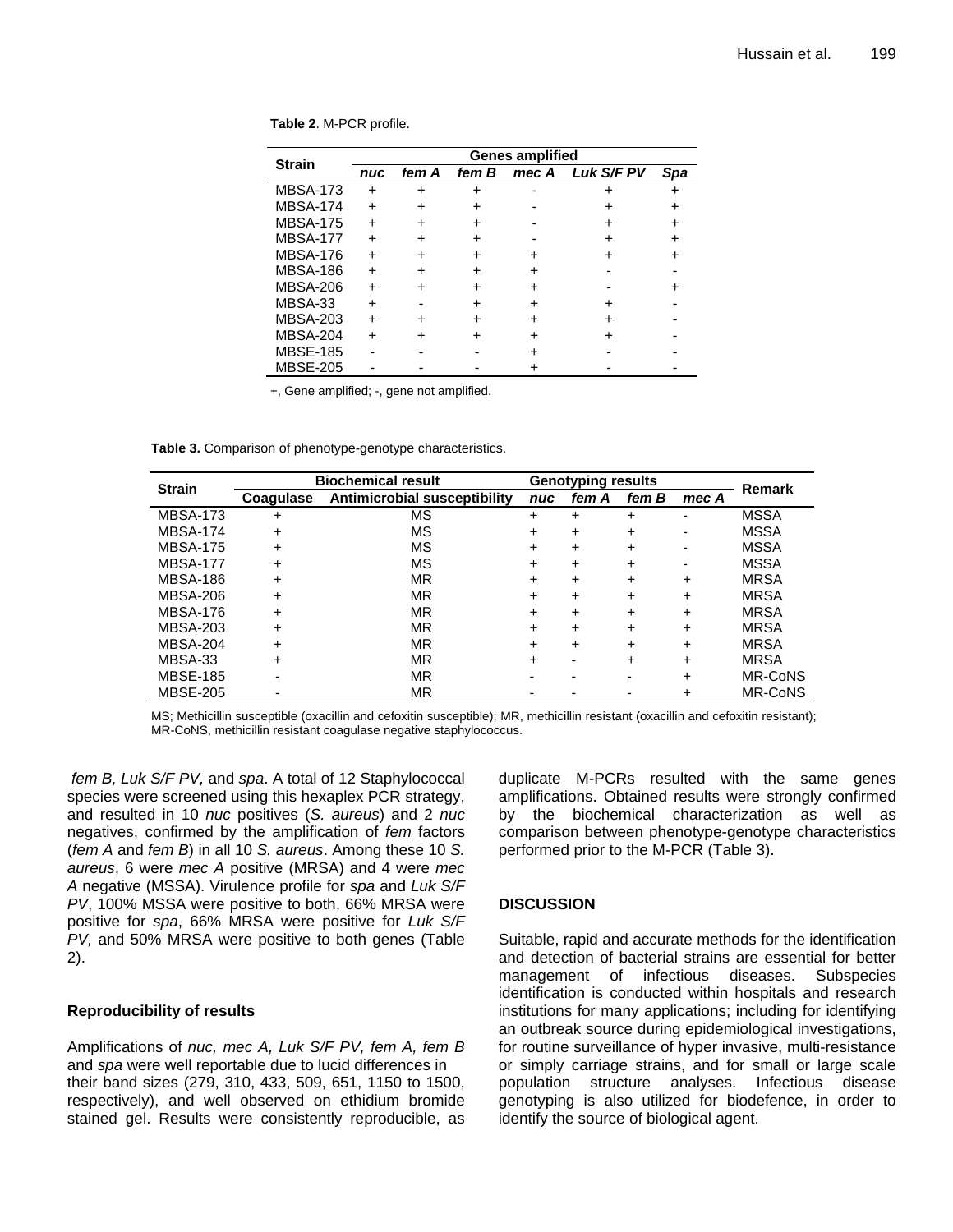**Table 2**. M-PCR profile.

| Strain | Genes amplified | | | | | |
|---|---|---|---|---|---|---|
| | *nuc* | *fem A* | *fem B* | *mec A* | *Luk S/F PV* | *Spa* |
| MBSA-173 | + | + | + | - | + | + |
| MBSA-174 | + | + | + | - | + | + |
| MBSA-175 | + | + | + | - | + | + |
| MBSA-177 | + | + | + | - | + | + |
| MBSA-176 | + | + | + | + | + | + |
| MBSA-186 | + | + | + | + | - | - |
| MBSA-206 | + | + | + | + | - | + |
| MBSA-33 | + | - | + | + | + | - |
| MBSA-203 | + | + | + | + | + | - |
| MBSA-204 | + | + | + | + | + | - |
| MBSE-185 | - | - | - | + | - | - |
| MBSE-205 | - | - | - | + | - | - |

+, Gene amplified; -, gene not amplified.

**Table 3.** Comparison of phenotype-genotype characteristics.

| Strain | Biochemical result | | Genotyping results | | | | Remark |
|---|---|---|---|---|---|---|---|
| | Coagulase | Antimicrobial susceptibility | *nuc* | *fem A* | *fem B* | *mec A* | |
| MBSA-173 | + | MS | + | + | + | - | MSSA |
| MBSA-174 | + | MS | + | + | + | - | MSSA |
| MBSA-175 | + | MS | + | + | + | - | MSSA |
| MBSA-177 | + | MS | + | + | + | - | MSSA |
| MBSA-186 | + | MR | + | + | + | + | MRSA |
| MBSA-206 | + | MR | + | + | + | + | MRSA |
| MBSA-176 | + | MR | + | + | + | + | MRSA |
| MBSA-203 | + | MR | + | + | + | + | MRSA |
| MBSA-204 | + | MR | + | + | + | + | MRSA |
| MBSA-33 | + | MR | + | - | + | + | MRSA |
| MBSE-185 | - | MR | - | - | - | + | MR-CoNS |
| MBSE-205 | - | MR | - | - | - | + | MR-CoNS |

MS; Methicillin susceptible (oxacillin and cefoxitin susceptible); MR, methicillin resistant (oxacillin and cefoxitin resistant); MR-CoNS, methicillin resistant coagulase negative staphylococcus.

*fem B, Luk S/F PV,* and *spa*. A total of 12 Staphylococcal species were screened using this hexaplex PCR strategy, and resulted in 10 *nuc* positives (*S. aureus*) and 2 *nuc* negatives, confirmed by the amplification of *fem* factors (*fem A* and *fem B*) in all 10 *S. aureus*. Among these 10 *S. aureus*, 6 were *mec A* positive (MRSA) and 4 were *mec A* negative (MSSA). Virulence profile for *spa* and *Luk S/F PV*, 100% MSSA were positive to both, 66% MRSA were positive for *spa*, 66% MRSA were positive for *Luk S/F PV,* and 50% MRSA were positive to both genes (Table 2).

### Reproducibility of results

Amplifications of *nuc, mec A, Luk S/F PV, fem A, fem B* and *spa* were well reportable due to lucid differences in their band sizes (279, 310, 433, 509, 651, 1150 to 1500, respectively), and well observed on ethidium bromide stained gel. Results were consistently reproducible, as duplicate M-PCRs resulted with the same genes amplifications. Obtained results were strongly confirmed by the biochemical characterization as well as comparison between phenotype-genotype characteristics performed prior to the M-PCR (Table 3).

## DISCUSSION

Suitable, rapid and accurate methods for the identification and detection of bacterial strains are essential for better management of infectious diseases. Subspecies identification is conducted within hospitals and research institutions for many applications; including for identifying an outbreak source during epidemiological investigations, for routine surveillance of hyper invasive, multi-resistance or simply carriage strains, and for small or large scale population structure analyses. Infectious disease genotyping is also utilized for biodefence, in order to identify the source of biological agent.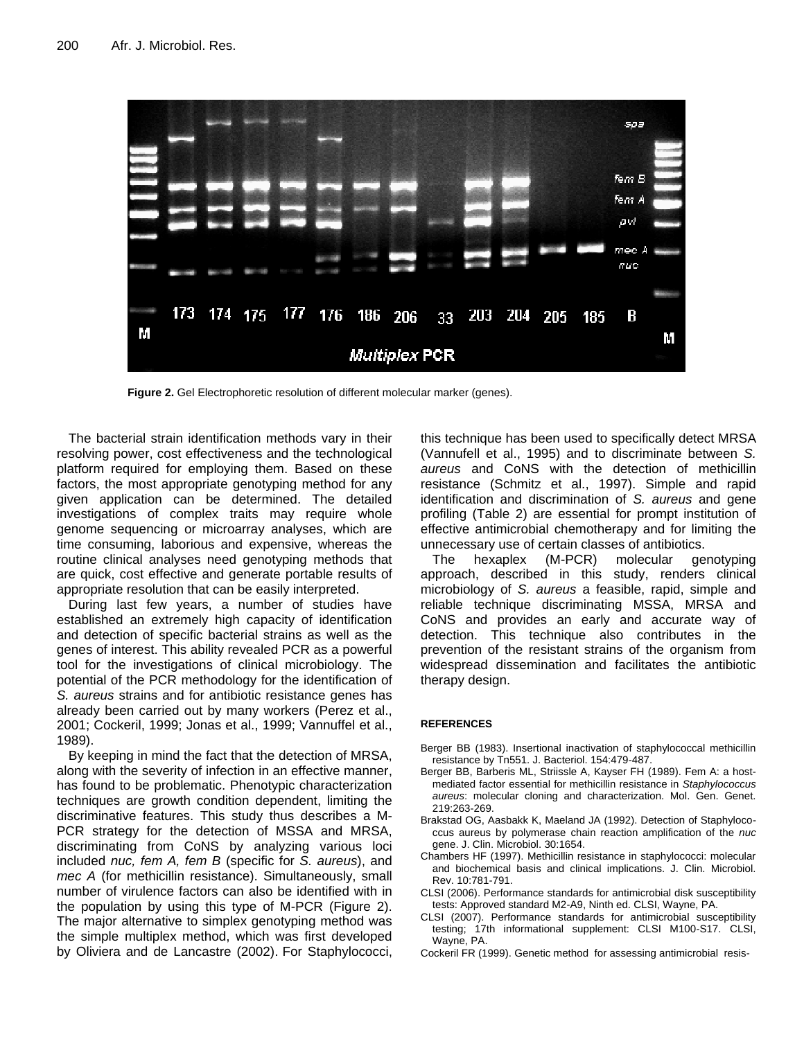**Figure 2.** Gel Electrophoretic resolution of different molecular marker (genes).

The bacterial strain identification methods vary in their resolving power, cost effectiveness and the technological platform required for employing them. Based on these factors, the most appropriate genotyping method for any given application can be determined. The detailed investigations of complex traits may require whole genome sequencing or microarray analyses, which are time consuming, laborious and expensive, whereas the routine clinical analyses need genotyping methods that are quick, cost effective and generate portable results of appropriate resolution that can be easily interpreted.

During last few years, a number of studies have established an extremely high capacity of identification and detection of specific bacterial strains as well as the genes of interest. This ability revealed PCR as a powerful tool for the investigations of clinical microbiology. The potential of the PCR methodology for the identification of *S. aureus* strains and for antibiotic resistance genes has already been carried out by many workers (Perez et al., 2001; Cockeril, 1999; Jonas et al., 1999; Vannuffel et al., 1989).

By keeping in mind the fact that the detection of MRSA, along with the severity of infection in an effective manner, has found to be problematic. Phenotypic characterization techniques are growth condition dependent, limiting the discriminative features. This study thus describes a M-PCR strategy for the detection of MSSA and MRSA, discriminating from CoNS by analyzing various loci included *nuc, fem A, fem B* (specific for *S. aureus*), and *mec A* (for methicillin resistance). Simultaneously, small number of virulence factors can also be identified with in the population by using this type of M-PCR (Figure 2). The major alternative to simplex genotyping method was the simple multiplex method, which was first developed by Oliviera and de Lancastre (2002). For Staphylococci, this technique has been used to specifically detect MRSA (Vannufell et al., 1995) and to discriminate between *S. aureus* and CoNS with the detection of methicillin resistance (Schmitz et al., 1997). Simple and rapid identification and discrimination of *S. aureus* and gene profiling (Table 2) are essential for prompt institution of effective antimicrobial chemotherapy and for limiting the unnecessary use of certain classes of antibiotics.

The hexaplex (M-PCR) molecular genotyping approach, described in this study, renders clinical microbiology of *S. aureus* a feasible, rapid, simple and reliable technique discriminating MSSA, MRSA and CoNS and provides an early and accurate way of detection. This technique also contributes in the prevention of the resistant strains of the organism from widespread dissemination and facilitates the antibiotic therapy design.

**REFERENCES**

Berger BB (1983). Insertional inactivation of staphylococcal methicillin resistance by Tn551. J. Bacteriol. 154:479-487.

Berger BB, Barberis ML, Striissle A, Kayser FH (1989). Fem A: a host-mediated factor essential for methicillin resistance in *Staphylococcus aureus*: molecular cloning and characterization. Mol. Gen. Genet. 219:263-269.

Brakstad OG, Aasbakk K, Maeland JA (1992). Detection of Staphylococcus aureus by polymerase chain reaction amplification of the *nuc* gene. J. Clin. Microbiol. 30:1654.

Chambers HF (1997). Methicillin resistance in staphylococci: molecular and biochemical basis and clinical implications. J. Clin. Microbiol. Rev. 10:781-791.

CLSI (2006). Performance standards for antimicrobial disk susceptibility tests: Approved standard M2-A9, Ninth ed. CLSI, Wayne, PA.

CLSI (2007). Performance standards for antimicrobial susceptibility testing; 17th informational supplement: CLSI M100-S17. CLSI, Wayne, PA.

Cockeril FR (1999). Genetic method for assessing antimicrobial resis-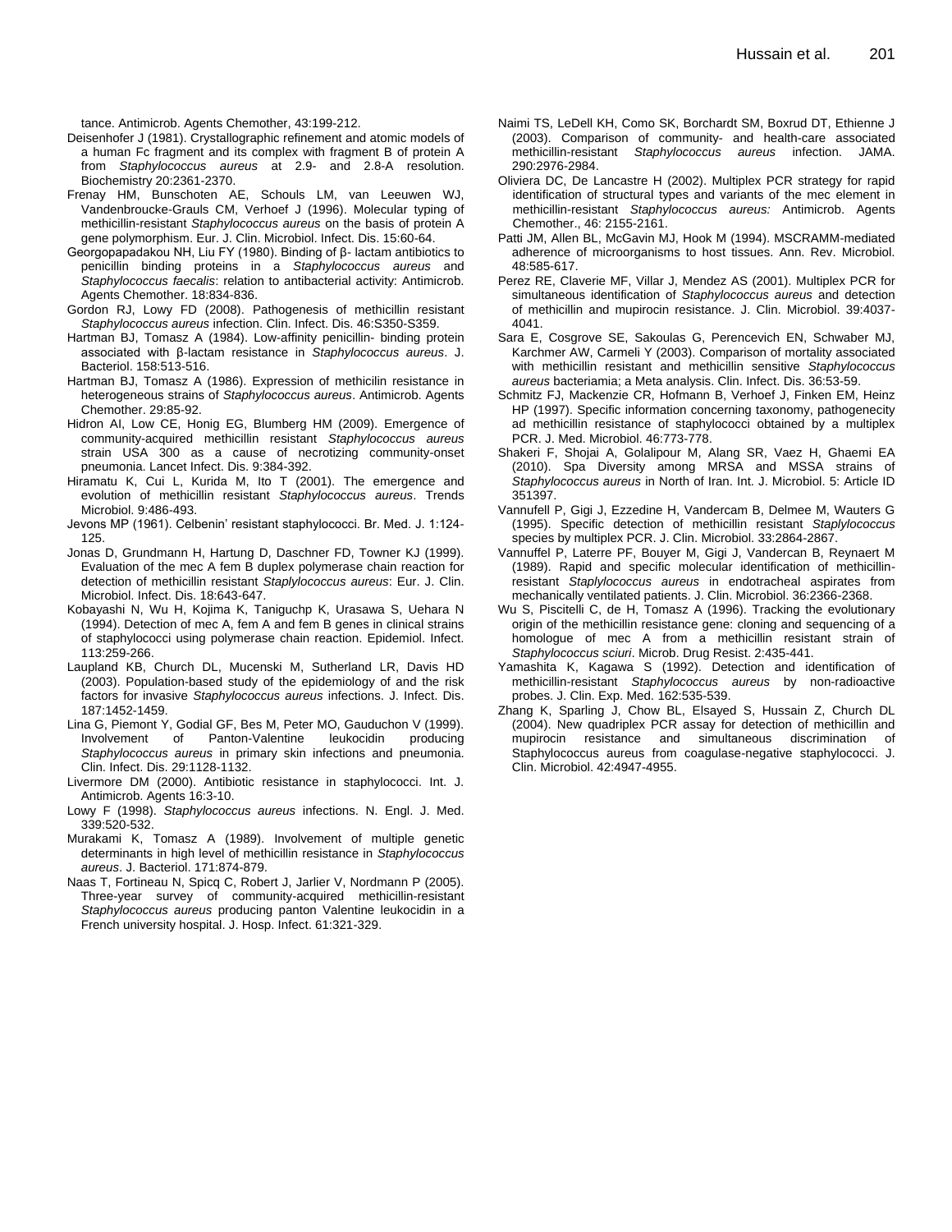tance. Antimicrob. Agents Chemother, 43:199-212.

Deisenhofer J (1981). Crystallographic refinement and atomic models of a human Fc fragment and its complex with fragment B of protein A from *Staphylococcus aureus* at 2.9- and 2.8-A resolution. Biochemistry 20:2361-2370.

Frenay HM, Bunschoten AE, Schouls LM, van Leeuwen WJ, Vandenbroucke-Grauls CM, Verhoef J (1996). Molecular typing of methicillin-resistant *Staphylococcus aureus* on the basis of protein A gene polymorphism. Eur. J. Clin. Microbiol. Infect. Dis. 15:60-64.

Georgopapadakou NH, Liu FY (1980). Binding of β- lactam antibiotics to penicillin binding proteins in a *Staphylococcus aureus* and *Staphylococcus faecalis*: relation to antibacterial activity: Antimicrob. Agents Chemother. 18:834-836.

Gordon RJ, Lowy FD (2008). Pathogenesis of methicillin resistant *Staphylococcus aureus* infection. Clin. Infect. Dis. 46:S350-S359.

Hartman BJ, Tomasz A (1984). Low-affinity penicillin- binding protein associated with β-lactam resistance in *Staphylococcus aureus*. J. Bacteriol. 158:513-516.

Hartman BJ, Tomasz A (1986). Expression of methicilin resistance in heterogeneous strains of *Staphylococcus aureus*. Antimicrob. Agents Chemother. 29:85-92.

Hidron AI, Low CE, Honig EG, Blumberg HM (2009). Emergence of community-acquired methicillin resistant *Staphylococcus aureus* strain USA 300 as a cause of necrotizing community-onset pneumonia. Lancet Infect. Dis. 9:384-392.

Hiramatu K, Cui L, Kurida M, Ito T (2001). The emergence and evolution of methicillin resistant *Staphylococcus aureus*. Trends Microbiol. 9:486-493.

Jevons MP (1961). Celbenin' resistant staphylococci. Br. Med. J. 1:124-125.

Jonas D, Grundmann H, Hartung D, Daschner FD, Towner KJ (1999). Evaluation of the mec A fem B duplex polymerase chain reaction for detection of methicillin resistant *Staplylococcus aureus*: Eur. J. Clin. Microbiol. Infect. Dis. 18:643-647.

Kobayashi N, Wu H, Kojima K, Taniguchp K, Urasawa S, Uehara N (1994). Detection of mec A, fem A and fem B genes in clinical strains of staphylococci using polymerase chain reaction. Epidemiol. Infect. 113:259-266.

Laupland KB, Church DL, Mucenski M, Sutherland LR, Davis HD (2003). Population-based study of the epidemiology of and the risk factors for invasive *Staphylococcus aureus* infections. J. Infect. Dis. 187:1452-1459.

Lina G, Piemont Y, Godial GF, Bes M, Peter MO, Gauduchon V (1999). Involvement of Panton-Valentine leukocidin producing *Staphylococcus aureus* in primary skin infections and pneumonia. Clin. Infect. Dis. 29:1128-1132.

Livermore DM (2000). Antibiotic resistance in staphylococci. Int. J. Antimicrob. Agents 16:3-10.

Lowy F (1998). *Staphylococcus aureus* infections. N. Engl. J. Med. 339:520-532.

Murakami K, Tomasz A (1989). Involvement of multiple genetic determinants in high level of methicillin resistance in *Staphylococcus aureus*. J. Bacteriol. 171:874-879.

Naas T, Fortineau N, Spicq C, Robert J, Jarlier V, Nordmann P (2005). Three-year survey of community-acquired methicillin-resistant *Staphylococcus aureus* producing panton Valentine leukocidin in a French university hospital. J. Hosp. Infect. 61:321-329.

Naimi TS, LeDell KH, Como SK, Borchardt SM, Boxrud DT, Ethienne J (2003). Comparison of community- and health-care associated methicillin-resistant *Staphylococcus aureus* infection. JAMA. 290:2976-2984.

Oliviera DC, De Lancastre H (2002). Multiplex PCR strategy for rapid identification of structural types and variants of the mec element in methicillin-resistant *Staphylococcus aureus:* Antimicrob. Agents Chemother., 46: 2155-2161.

Patti JM, Allen BL, McGavin MJ, Hook M (1994). MSCRAMM-mediated adherence of microorganisms to host tissues. Ann. Rev. Microbiol. 48:585-617.

Perez RE, Claverie MF, Villar J, Mendez AS (2001). Multiplex PCR for simultaneous identification of *Staphylococcus aureus* and detection of methicillin and mupirocin resistance. J. Clin. Microbiol. 39:4037-4041.

Sara E, Cosgrove SE, Sakoulas G, Perencevich EN, Schwaber MJ, Karchmer AW, Carmeli Y (2003). Comparison of mortality associated with methicillin resistant and methicillin sensitive *Staphylococcus aureus* bacteriamia; a Meta analysis. Clin. Infect. Dis. 36:53-59.

Schmitz FJ, Mackenzie CR, Hofmann B, Verhoef J, Finken EM, Heinz HP (1997). Specific information concerning taxonomy, pathogenecity ad methicillin resistance of staphylococci obtained by a multiplex PCR. J. Med. Microbiol. 46:773-778.

Shakeri F, Shojai A, Golalipour M, Alang SR, Vaez H, Ghaemi EA (2010). Spa Diversity among MRSA and MSSA strains of *Staphylococcus aureus* in North of Iran. Int. J. Microbiol. 5: Article ID 351397.

Vannufell P, Gigi J, Ezzedine H, Vandercam B, Delmee M, Wauters G (1995). Specific detection of methicillin resistant *Staplylococcus* species by multiplex PCR. J. Clin. Microbiol. 33:2864-2867.

Vannuffel P, Laterre PF, Bouyer M, Gigi J, Vandercan B, Reynaert M (1989). Rapid and specific molecular identification of methicillin-resistant *Staplylococcus aureus* in endotracheal aspirates from mechanically ventilated patients. J. Clin. Microbiol. 36:2366-2368.

Wu S, Piscitelli C, de H, Tomasz A (1996). Tracking the evolutionary origin of the methicillin resistance gene: cloning and sequencing of a homologue of mec A from a methicillin resistant strain of *Staphylococcus sciuri*. Microb. Drug Resist. 2:435-441.

Yamashita K, Kagawa S (1992). Detection and identification of methicillin-resistant *Staphylococcus aureus* by non-radioactive probes. J. Clin. Exp. Med. 162:535-539.

Zhang K, Sparling J, Chow BL, Elsayed S, Hussain Z, Church DL (2004). New quadriplex PCR assay for detection of methicillin and mupirocin resistance and simultaneous discrimination of Staphylococcus aureus from coagulase-negative staphylococci. J. Clin. Microbiol. 42:4947-4955.